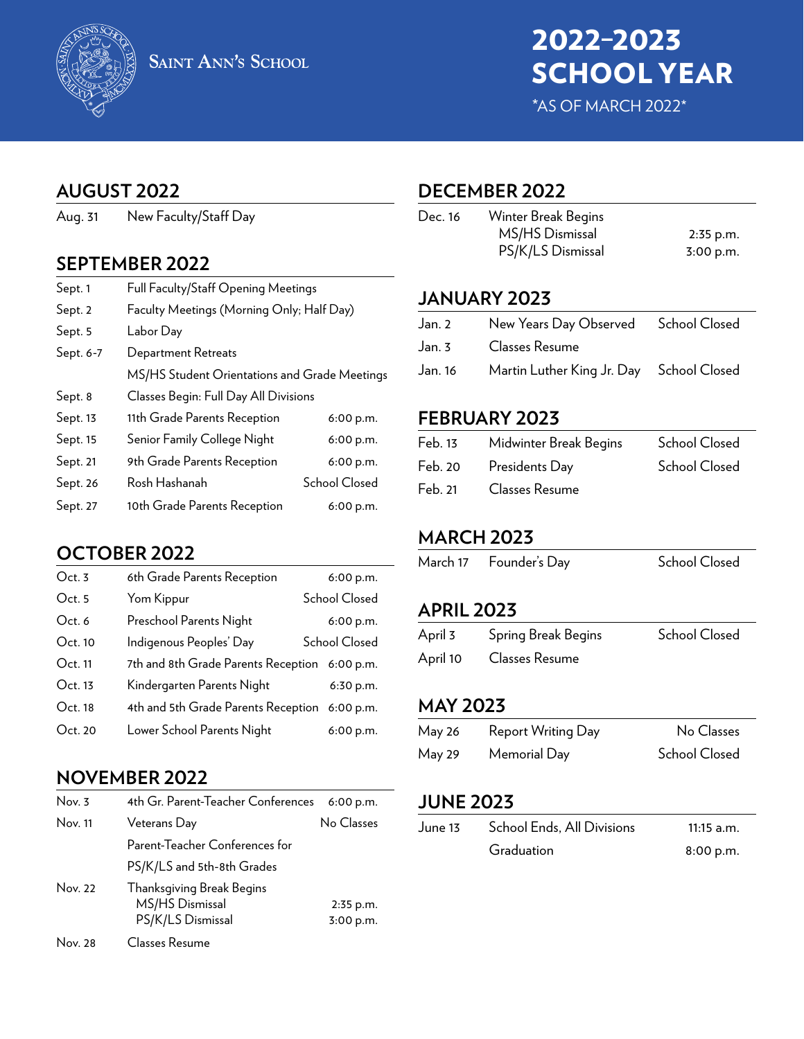Saint Ann's School

# 2022–2023 SCHOOL YEAR

*AS OF MARCH 2022*

## AUGUST 2022

| | | |
|---|---|---|
| Aug. 31 | New Faculty/Staff Day | |

## SEPTEMBER 2022

| | | |
|---|---|---|
| Sept. 1 | Full Faculty/Staff Opening Meetings | |
| Sept. 2 | Faculty Meetings (Morning Only; Half Day) | |
| Sept. 5 | Labor Day | |
| Sept. 6-7 | Department Retreats | |
| | MS/HS Student Orientations and Grade Meetings | |
| Sept. 8 | Classes Begin: Full Day All Divisions | |
| Sept. 13 | 11th Grade Parents Reception | 6:00 p.m. |
| Sept. 15 | Senior Family College Night | 6:00 p.m. |
| Sept. 21 | 9th Grade Parents Reception | 6:00 p.m. |
| Sept. 26 | Rosh Hashanah | School Closed |
| Sept. 27 | 10th Grade Parents Reception | 6:00 p.m. |

## OCTOBER 2022

| | | |
|---|---|---|
| Oct. 3 | 6th Grade Parents Reception | 6:00 p.m. |
| Oct. 5 | Yom Kippur | School Closed |
| Oct. 6 | Preschool Parents Night | 6:00 p.m. |
| Oct. 10 | Indigenous Peoples' Day | School Closed |
| Oct. 11 | 7th and 8th Grade Parents Reception | 6:00 p.m. |
| Oct. 13 | Kindergarten Parents Night | 6:30 p.m. |
| Oct. 18 | 4th and 5th Grade Parents Reception | 6:00 p.m. |
| Oct. 20 | Lower School Parents Night | 6:00 p.m. |

## NOVEMBER 2022

| | | |
|---|---|---|
| Nov. 3 | 4th Gr. Parent-Teacher Conferences | 6:00 p.m. |
| Nov. 11 | Veterans Day | No Classes |
| | Parent-Teacher Conferences for PS/K/LS and 5th-8th Grades | |
| Nov. 22 | Thanksgiving Break Begins | |
| | MS/HS Dismissal | 2:35 p.m. |
| | PS/K/LS Dismissal | 3:00 p.m. |
| Nov. 28 | Classes Resume | |

## DECEMBER 2022

| | | |
|---|---|---|
| Dec. 16 | Winter Break Begins | |
| | MS/HS Dismissal | 2:35 p.m. |
| | PS/K/LS Dismissal | 3:00 p.m. |

## JANUARY 2023

| | | |
|---|---|---|
| Jan. 2 | New Years Day Observed | School Closed |
| Jan. 3 | Classes Resume | |
| Jan. 16 | Martin Luther King Jr. Day | School Closed |

## FEBRUARY 2023

| | | |
|---|---|---|
| Feb. 13 | Midwinter Break Begins | School Closed |
| Feb. 20 | Presidents Day | School Closed |
| Feb. 21 | Classes Resume | |

## MARCH 2023

| | | |
|---|---|---|
| March 17 | Founder's Day | School Closed |

## APRIL 2023

| | | |
|---|---|---|
| April 3 | Spring Break Begins | School Closed |
| April 10 | Classes Resume | |

## MAY 2023

| | | |
|---|---|---|
| May 26 | Report Writing Day | No Classes |
| May 29 | Memorial Day | School Closed |

## JUNE 2023

| | | |
|---|---|---|
| June 13 | School Ends, All Divisions | 11:15 a.m. |
| | Graduation | 8:00 p.m. |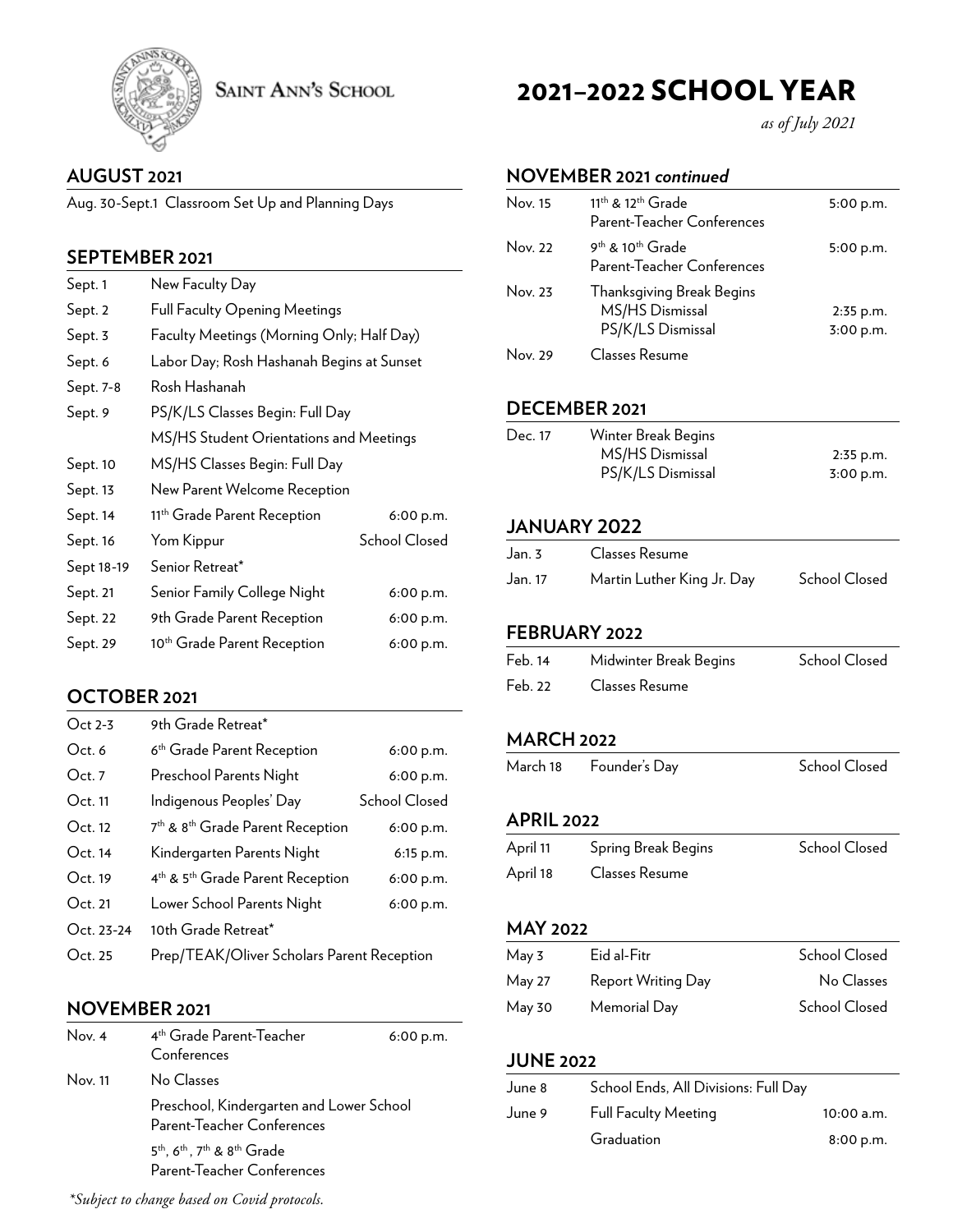Saint Ann's School

# 2021–2022 SCHOOL YEAR

*as of July 2021*

## AUGUST 2021

Aug. 30-Sept.1 Classroom Set Up and Planning Days

## SEPTEMBER 2021

| | | |
|---|---|---|
| Sept. 1 | New Faculty Day | |
| Sept. 2 | Full Faculty Opening Meetings | |
| Sept. 3 | Faculty Meetings (Morning Only; Half Day) | |
| Sept. 6 | Labor Day; Rosh Hashanah Begins at Sunset | |
| Sept. 7-8 | Rosh Hashanah | |
| Sept. 9 | PS/K/LS Classes Begin: Full Day | |
| | MS/HS Student Orientations and Meetings | |
| Sept. 10 | MS/HS Classes Begin: Full Day | |
| Sept. 13 | New Parent Welcome Reception | |
| Sept. 14 | 11th Grade Parent Reception | 6:00 p.m. |
| Sept. 16 | Yom Kippur | School Closed |
| Sept 18-19 | Senior Retreat* | |
| Sept. 21 | Senior Family College Night | 6:00 p.m. |
| Sept. 22 | 9th Grade Parent Reception | 6:00 p.m. |
| Sept. 29 | 10th Grade Parent Reception | 6:00 p.m. |

## OCTOBER 2021

| | | |
|---|---|---|
| Oct 2-3 | 9th Grade Retreat* | |
| Oct. 6 | 6th Grade Parent Reception | 6:00 p.m. |
| Oct. 7 | Preschool Parents Night | 6:00 p.m. |
| Oct. 11 | Indigenous Peoples' Day | School Closed |
| Oct. 12 | 7th & 8th Grade Parent Reception | 6:00 p.m. |
| Oct. 14 | Kindergarten Parents Night | 6:15 p.m. |
| Oct. 19 | 4th & 5th Grade Parent Reception | 6:00 p.m. |
| Oct. 21 | Lower School Parents Night | 6:00 p.m. |
| Oct. 23-24 | 10th Grade Retreat* | |
| Oct. 25 | Prep/TEAK/Oliver Scholars Parent Reception | |

## NOVEMBER 2021

| | | |
|---|---|---|
| Nov. 4 | 4th Grade Parent-Teacher Conferences | 6:00 p.m. |
| Nov. 11 | No Classes | |
| | Preschool, Kindergarten and Lower School Parent-Teacher Conferences | |
| | 5th, 6th, 7th & 8th Grade Parent-Teacher Conferences | |

## NOVEMBER 2021 *continued*

| | | |
|---|---|---|
| Nov. 15 | 11th & 12th Grade Parent-Teacher Conferences | 5:00 p.m. |
| Nov. 22 | 9th & 10th Grade Parent-Teacher Conferences | 5:00 p.m. |
| Nov. 23 | Thanksgiving Break Begins | |
| | MS/HS Dismissal | 2:35 p.m. |
| | PS/K/LS Dismissal | 3:00 p.m. |
| Nov. 29 | Classes Resume | |

## DECEMBER 2021

| | | |
|---|---|---|
| Dec. 17 | Winter Break Begins | |
| | MS/HS Dismissal | 2:35 p.m. |
| | PS/K/LS Dismissal | 3:00 p.m. |

## JANUARY 2022

| | | |
|---|---|---|
| Jan. 3 | Classes Resume | |
| Jan. 17 | Martin Luther King Jr. Day | School Closed |

## FEBRUARY 2022

| | | |
|---|---|---|
| Feb. 14 | Midwinter Break Begins | School Closed |
| Feb. 22 | Classes Resume | |

## MARCH 2022

| | | |
|---|---|---|
| March 18 | Founder's Day | School Closed |

## APRIL 2022

| | | |
|---|---|---|
| April 11 | Spring Break Begins | School Closed |
| April 18 | Classes Resume | |

## MAY 2022

| | | |
|---|---|---|
| May 3 | Eid al-Fitr | School Closed |
| May 27 | Report Writing Day | No Classes |
| May 30 | Memorial Day | School Closed |

## JUNE 2022

| | | |
|---|---|---|
| June 8 | School Ends, All Divisions: Full Day | |
| June 9 | Full Faculty Meeting | 10:00 a.m. |
| | Graduation | 8:00 p.m. |

*\*Subject to change based on Covid protocols.*